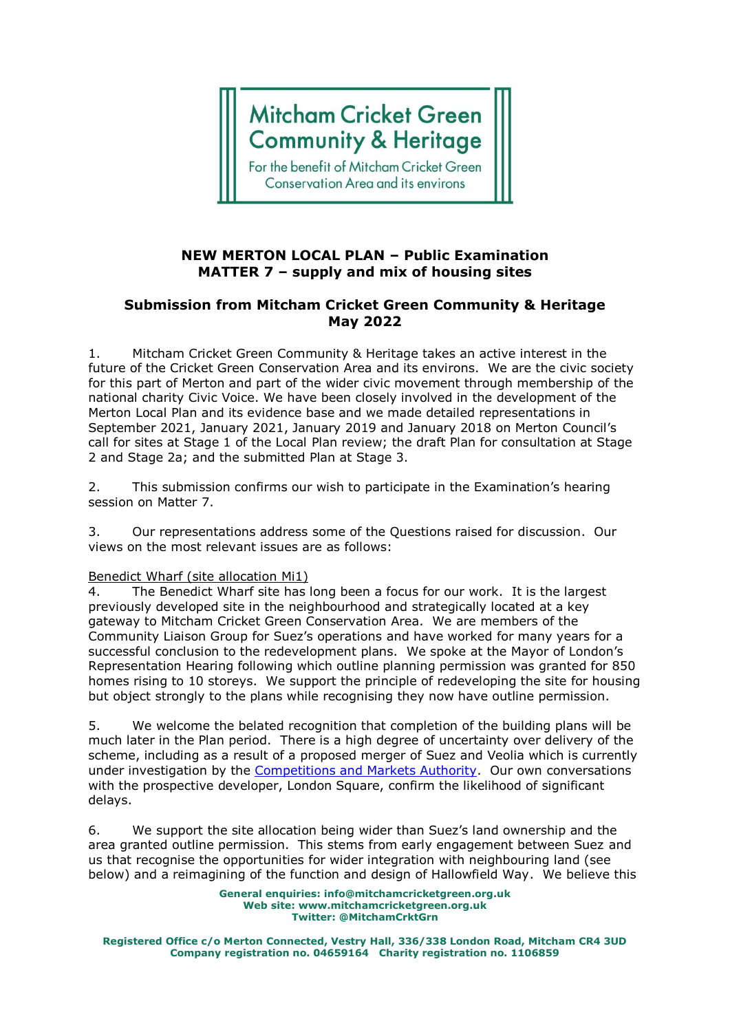Mitcham Cricket Green Community & Heritage

For the benefit of Mitcham Cricket Green Conservation Area and its environs

**NEW MERTON LOCAL PLAN – Public Examination**
**MATTER 7 – supply and mix of housing sites**

**Submission from Mitcham Cricket Green Community & Heritage**
**May 2022**

1. Mitcham Cricket Green Community & Heritage takes an active interest in the future of the Cricket Green Conservation Area and its environs. We are the civic society for this part of Merton and part of the wider civic movement through membership of the national charity Civic Voice. We have been closely involved in the development of the Merton Local Plan and its evidence base and we made detailed representations in September 2021, January 2021, January 2019 and January 2018 on Merton Council's call for sites at Stage 1 of the Local Plan review; the draft Plan for consultation at Stage 2 and Stage 2a; and the submitted Plan at Stage 3.

2. This submission confirms our wish to participate in the Examination's hearing session on Matter 7.

3. Our representations address some of the Questions raised for discussion. Our views on the most relevant issues are as follows:

Benedict Wharf (site allocation Mi1)

4. The Benedict Wharf site has long been a focus for our work. It is the largest previously developed site in the neighbourhood and strategically located at a key gateway to Mitcham Cricket Green Conservation Area. We are members of the Community Liaison Group for Suez's operations and have worked for many years for a successful conclusion to the redevelopment plans. We spoke at the Mayor of London's Representation Hearing following which outline planning permission was granted for 850 homes rising to 10 storeys. We support the principle of redeveloping the site for housing but object strongly to the plans while recognising they now have outline permission.

5. We welcome the belated recognition that completion of the building plans will be much later in the Plan period. There is a high degree of uncertainty over delivery of the scheme, including as a result of a proposed merger of Suez and Veolia which is currently under investigation by the Competitions and Markets Authority. Our own conversations with the prospective developer, London Square, confirm the likelihood of significant delays.

6. We support the site allocation being wider than Suez's land ownership and the area granted outline permission. This stems from early engagement between Suez and us that recognise the opportunities for wider integration with neighbouring land (see below) and a reimagining of the function and design of Hallowfield Way. We believe this

General enquiries: info@mitchamcricketgreen.org.uk
Web site: www.mitchamcricketgreen.org.uk
Twitter: @MitchamCrktGrn

Registered Office c/o Merton Connected, Vestry Hall, 336/338 London Road, Mitcham CR4 3UD
Company registration no. 04659164 Charity registration no. 1106859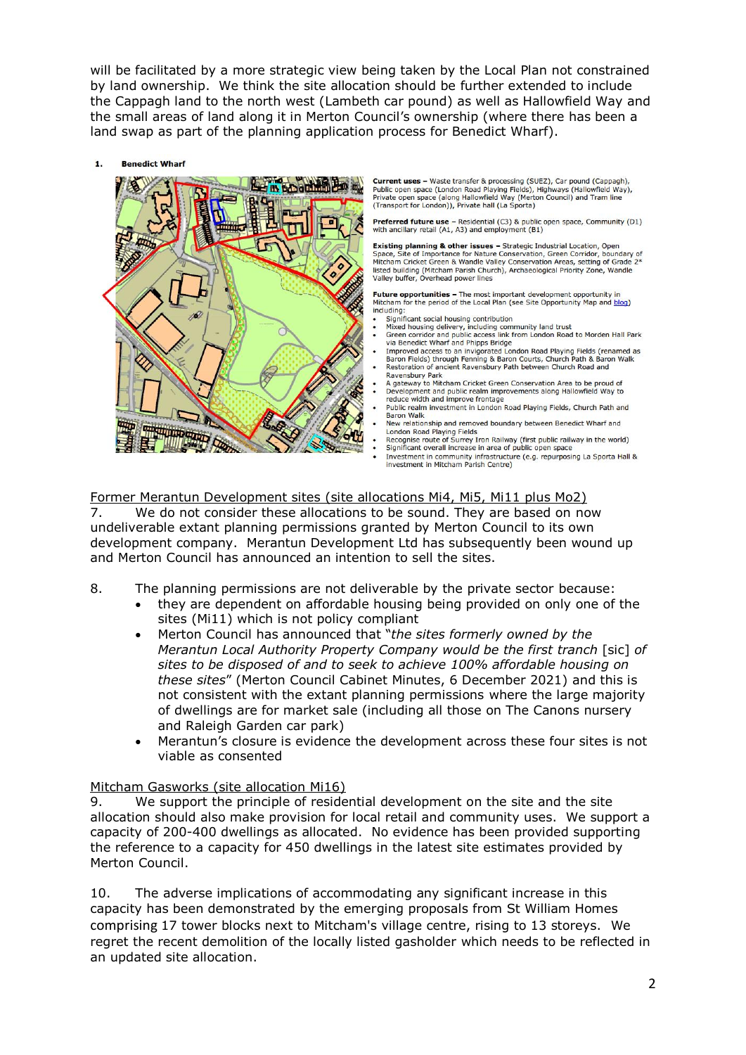will be facilitated by a more strategic view being taken by the Local Plan not constrained by land ownership. We think the site allocation should be further extended to include the Cappagh land to the north west (Lambeth car pound) as well as Hallowfield Way and the small areas of land along it in Merton Council's ownership (where there has been a land swap as part of the planning application process for Benedict Wharf).

**1. Benedict Wharf**

**Current uses** – Waste transfer & processing (SUEZ), Car pound (Cappagh), Public open space (London Road Playing Fields), Highways (Hallowfield Way), Private open space (along Hallowfield Way (Merton Council) and Tram line (Transport for London)), Private hall (La Sporta)

**Preferred future use** – Residential (C3) & public open space, Community (D1) with ancillary retail (A1, A3) and employment (B1)

**Existing planning & other issues** – Strategic Industrial Location, Open Space, Site of Importance for Nature Conservation, Green Corridor, boundary of Mitcham Cricket Green & Wandle Valley Conservation Areas, setting of Grade 2* listed building (Mitcham Parish Church), Archaeological Priority Zone, Wandle Valley buffer, Overhead power lines

**Future opportunities** – The most important development opportunity in Mitcham for the period of the Local Plan (see Site Opportunity Map and blog) including:

- Significant social housing contribution
- Mixed housing delivery, including community land trust
- Green corridor and public access link from London Road to Morden Hall Park via Benedict Wharf and Phipps Bridge
- Improved access to an invigorated London Road Playing Fields (renamed as Baron Fields) through Fenning & Baron Courts, Church Path & Baron Walk
- Restoration of ancient Ravensbury Path between Church Road and Ravensbury Park
- A gateway to Mitcham Cricket Green Conservation Area to be proud of
- Development and public realm improvements along Hallowfield Way to reduce width and improve frontage
- Public realm investment in London Road Playing Fields, Church Path and Baron Walk
- New relationship and removed boundary between Benedict Wharf and London Road Playing Fields
- Recognise route of Surrey Iron Railway (first public railway in the world)
- Significant overall increase in area of public open space
- Investment in community infrastructure (e.g. repurposing La Sporta Hall & investment in Mitcham Parish Centre)

<u>Former Merantun Development sites (site allocations Mi4, Mi5, Mi11 plus Mo2)</u>

7. We do not consider these allocations to be sound. They are based on now undeliverable extant planning permissions granted by Merton Council to its own development company. Merantun Development Ltd has subsequently been wound up and Merton Council has announced an intention to sell the sites.

8. The planning permissions are not deliverable by the private sector because:
   - they are dependent on affordable housing being provided on only one of the sites (Mi11) which is not policy compliant
   - Merton Council has announced that "*the sites formerly owned by the Merantun Local Authority Property Company would be the first tranch* [sic] *of sites to be disposed of and to seek to achieve 100% affordable housing on these sites*" (Merton Council Cabinet Minutes, 6 December 2021) and this is not consistent with the extant planning permissions where the large majority of dwellings are for market sale (including all those on The Canons nursery and Raleigh Garden car park)
   - Merantun's closure is evidence the development across these four sites is not viable as consented

<u>Mitcham Gasworks (site allocation Mi16)</u>

9. We support the principle of residential development on the site and the site allocation should also make provision for local retail and community uses. We support a capacity of 200-400 dwellings as allocated. No evidence has been provided supporting the reference to a capacity for 450 dwellings in the latest site estimates provided by Merton Council.

10. The adverse implications of accommodating any significant increase in this capacity has been demonstrated by the emerging proposals from St William Homes comprising 17 tower blocks next to Mitcham's village centre, rising to 13 storeys. We regret the recent demolition of the locally listed gasholder which needs to be reflected in an updated site allocation.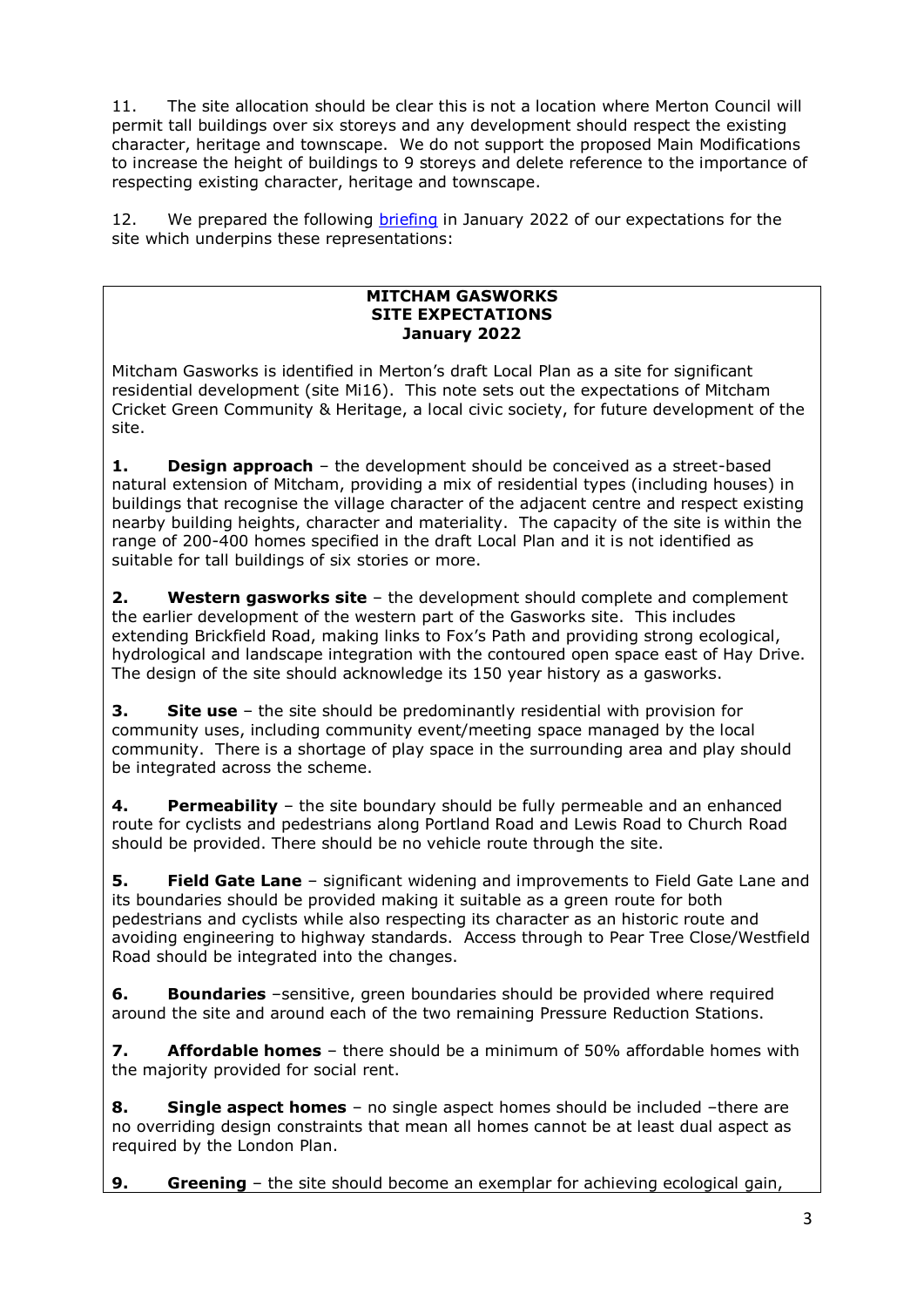11. The site allocation should be clear this is not a location where Merton Council will permit tall buildings over six storeys and any development should respect the existing character, heritage and townscape. We do not support the proposed Main Modifications to increase the height of buildings to 9 storeys and delete reference to the importance of respecting existing character, heritage and townscape.

12. We prepared the following briefing in January 2022 of our expectations for the site which underpins these representations:

---

**MITCHAM GASWORKS**
**SITE EXPECTATIONS**
**January 2022**

Mitcham Gasworks is identified in Merton's draft Local Plan as a site for significant residential development (site Mi16). This note sets out the expectations of Mitcham Cricket Green Community & Heritage, a local civic society, for future development of the site.

**1. Design approach** – the development should be conceived as a street-based natural extension of Mitcham, providing a mix of residential types (including houses) in buildings that recognise the village character of the adjacent centre and respect existing nearby building heights, character and materiality. The capacity of the site is within the range of 200-400 homes specified in the draft Local Plan and it is not identified as suitable for tall buildings of six stories or more.

**2. Western gasworks site** – the development should complete and complement the earlier development of the western part of the Gasworks site. This includes extending Brickfield Road, making links to Fox's Path and providing strong ecological, hydrological and landscape integration with the contoured open space east of Hay Drive. The design of the site should acknowledge its 150 year history as a gasworks.

**3. Site use** – the site should be predominantly residential with provision for community uses, including community event/meeting space managed by the local community. There is a shortage of play space in the surrounding area and play should be integrated across the scheme.

**4. Permeability** – the site boundary should be fully permeable and an enhanced route for cyclists and pedestrians along Portland Road and Lewis Road to Church Road should be provided. There should be no vehicle route through the site.

**5. Field Gate Lane** – significant widening and improvements to Field Gate Lane and its boundaries should be provided making it suitable as a green route for both pedestrians and cyclists while also respecting its character as an historic route and avoiding engineering to highway standards. Access through to Pear Tree Close/Westfield Road should be integrated into the changes.

**6. Boundaries** –sensitive, green boundaries should be provided where required around the site and around each of the two remaining Pressure Reduction Stations.

**7. Affordable homes** – there should be a minimum of 50% affordable homes with the majority provided for social rent.

**8. Single aspect homes** – no single aspect homes should be included –there are no overriding design constraints that mean all homes cannot be at least dual aspect as required by the London Plan.

**9. Greening** – the site should become an exemplar for achieving ecological gain,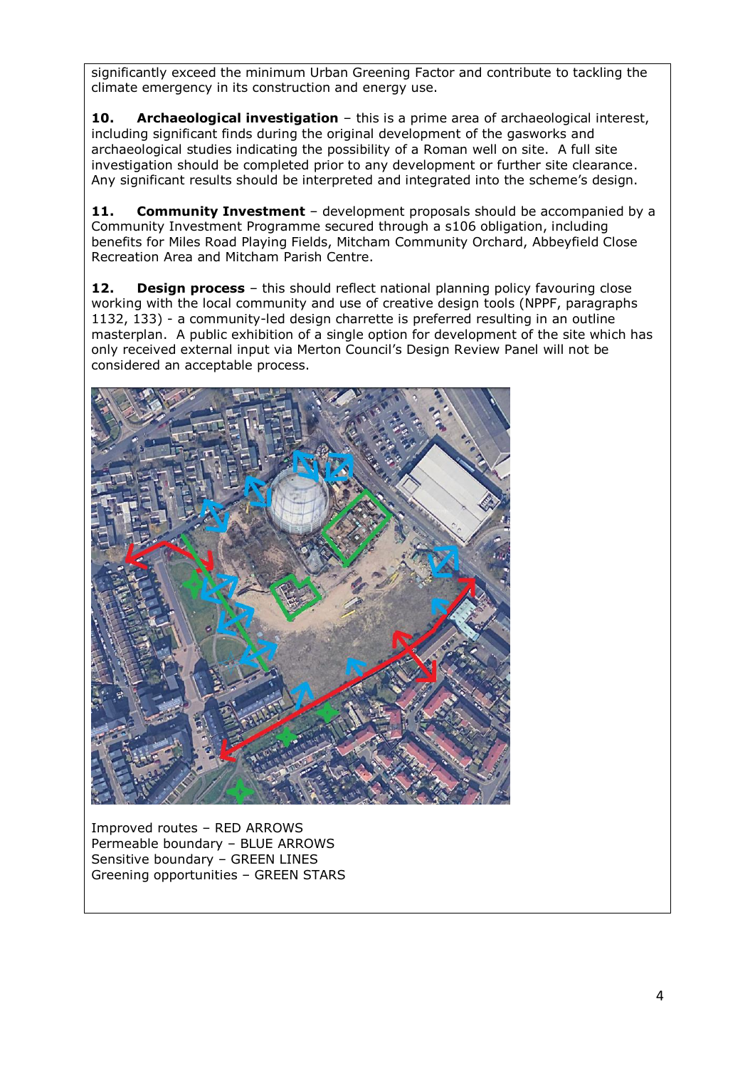significantly exceed the minimum Urban Greening Factor and contribute to tackling the climate emergency in its construction and energy use.

**10. Archaeological investigation** – this is a prime area of archaeological interest, including significant finds during the original development of the gasworks and archaeological studies indicating the possibility of a Roman well on site. A full site investigation should be completed prior to any development or further site clearance. Any significant results should be interpreted and integrated into the scheme's design.

**11. Community Investment** – development proposals should be accompanied by a Community Investment Programme secured through a s106 obligation, including benefits for Miles Road Playing Fields, Mitcham Community Orchard, Abbeyfield Close Recreation Area and Mitcham Parish Centre.

**12. Design process** – this should reflect national planning policy favouring close working with the local community and use of creative design tools (NPPF, paragraphs 1132, 133) - a community-led design charrette is preferred resulting in an outline masterplan. A public exhibition of a single option for development of the site which has only received external input via Merton Council's Design Review Panel will not be considered an acceptable process.

Improved routes – RED ARROWS
Permeable boundary – BLUE ARROWS
Sensitive boundary – GREEN LINES
Greening opportunities – GREEN STARS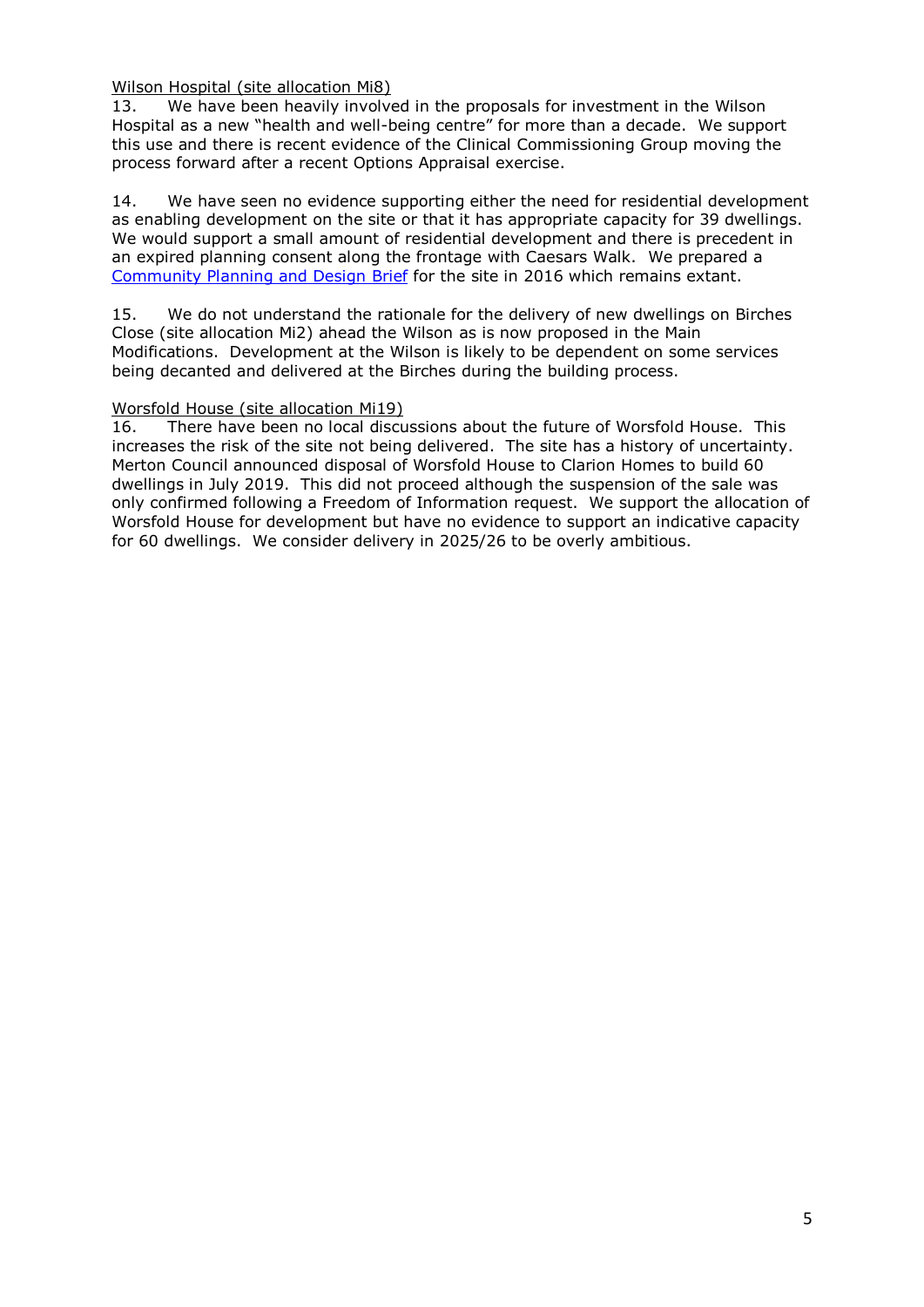Wilson Hospital (site allocation Mi8)

13. We have been heavily involved in the proposals for investment in the Wilson Hospital as a new "health and well-being centre" for more than a decade. We support this use and there is recent evidence of the Clinical Commissioning Group moving the process forward after a recent Options Appraisal exercise.

14. We have seen no evidence supporting either the need for residential development as enabling development on the site or that it has appropriate capacity for 39 dwellings. We would support a small amount of residential development and there is precedent in an expired planning consent along the frontage with Caesars Walk. We prepared a Community Planning and Design Brief for the site in 2016 which remains extant.

15. We do not understand the rationale for the delivery of new dwellings on Birches Close (site allocation Mi2) ahead the Wilson as is now proposed in the Main Modifications. Development at the Wilson is likely to be dependent on some services being decanted and delivered at the Birches during the building process.

Worsfold House (site allocation Mi19)

16. There have been no local discussions about the future of Worsfold House. This increases the risk of the site not being delivered. The site has a history of uncertainty. Merton Council announced disposal of Worsfold House to Clarion Homes to build 60 dwellings in July 2019. This did not proceed although the suspension of the sale was only confirmed following a Freedom of Information request. We support the allocation of Worsfold House for development but have no evidence to support an indicative capacity for 60 dwellings. We consider delivery in 2025/26 to be overly ambitious.